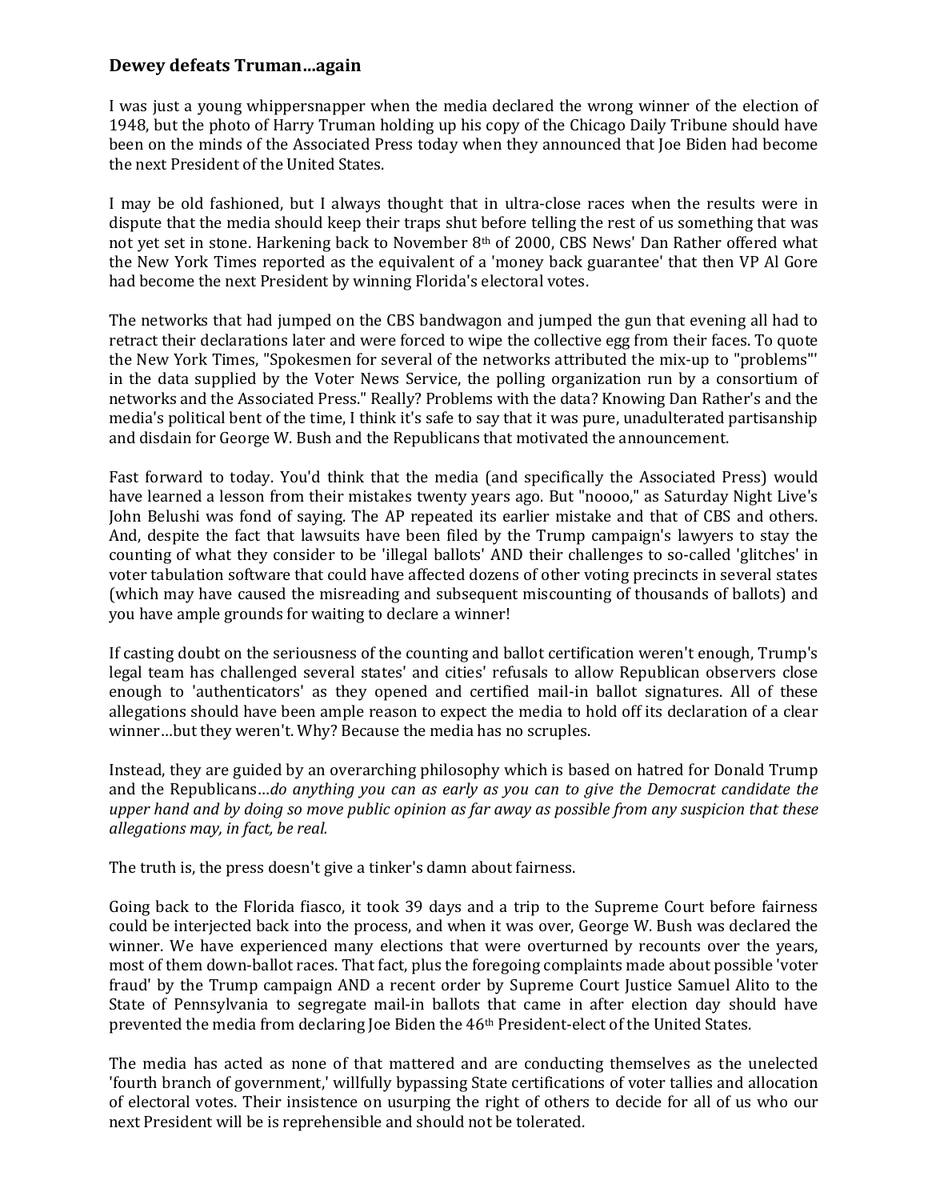## Dewey defeats Truman…again

I was just a young whippersnapper when the media declared the wrong winner of the election of 1948, but the photo of Harry Truman holding up his copy of the Chicago Daily Tribune should have been on the minds of the Associated Press today when they announced that Joe Biden had become the next President of the United States.

I may be old fashioned, but I always thought that in ultra-close races when the results were in dispute that the media should keep their traps shut before telling the rest of us something that was not yet set in stone. Harkening back to November 8th of 2000, CBS News' Dan Rather offered what the New York Times reported as the equivalent of a 'money back guarantee' that then VP Al Gore had become the next President by winning Florida's electoral votes.

The networks that had jumped on the CBS bandwagon and jumped the gun that evening all had to retract their declarations later and were forced to wipe the collective egg from their faces. To quote the New York Times, "Spokesmen for several of the networks attributed the mix-up to "problems"' in the data supplied by the Voter News Service, the polling organization run by a consortium of networks and the Associated Press." Really? Problems with the data? Knowing Dan Rather's and the media's political bent of the time, I think it's safe to say that it was pure, unadulterated partisanship and disdain for George W. Bush and the Republicans that motivated the announcement.

Fast forward to today. You'd think that the media (and specifically the Associated Press) would have learned a lesson from their mistakes twenty years ago. But "noooo," as Saturday Night Live's John Belushi was fond of saying. The AP repeated its earlier mistake and that of CBS and others. And, despite the fact that lawsuits have been filed by the Trump campaign's lawyers to stay the counting of what they consider to be 'illegal ballots' AND their challenges to so-called 'glitches' in voter tabulation software that could have affected dozens of other voting precincts in several states (which may have caused the misreading and subsequent miscounting of thousands of ballots) and you have ample grounds for waiting to declare a winner!

If casting doubt on the seriousness of the counting and ballot certification weren't enough, Trump's legal team has challenged several states' and cities' refusals to allow Republican observers close enough to 'authenticators' as they opened and certified mail-in ballot signatures. All of these allegations should have been ample reason to expect the media to hold off its declaration of a clear winner…but they weren't. Why? Because the media has no scruples.

Instead, they are guided by an overarching philosophy which is based on hatred for Donald Trump and the Republicans…*do anything you can as early as you can to give the Democrat candidate the upper hand and by doing so move public opinion as far away as possible from any suspicion that these allegations may, in fact, be real.*

The truth is, the press doesn't give a tinker's damn about fairness.

Going back to the Florida fiasco, it took 39 days and a trip to the Supreme Court before fairness could be interjected back into the process, and when it was over, George W. Bush was declared the winner. We have experienced many elections that were overturned by recounts over the years, most of them down-ballot races. That fact, plus the foregoing complaints made about possible 'voter fraud' by the Trump campaign AND a recent order by Supreme Court Justice Samuel Alito to the State of Pennsylvania to segregate mail-in ballots that came in after election day should have prevented the media from declaring Joe Biden the 46th President-elect of the United States.

The media has acted as none of that mattered and are conducting themselves as the unelected 'fourth branch of government,' willfully bypassing State certifications of voter tallies and allocation of electoral votes. Their insistence on usurping the right of others to decide for all of us who our next President will be is reprehensible and should not be tolerated.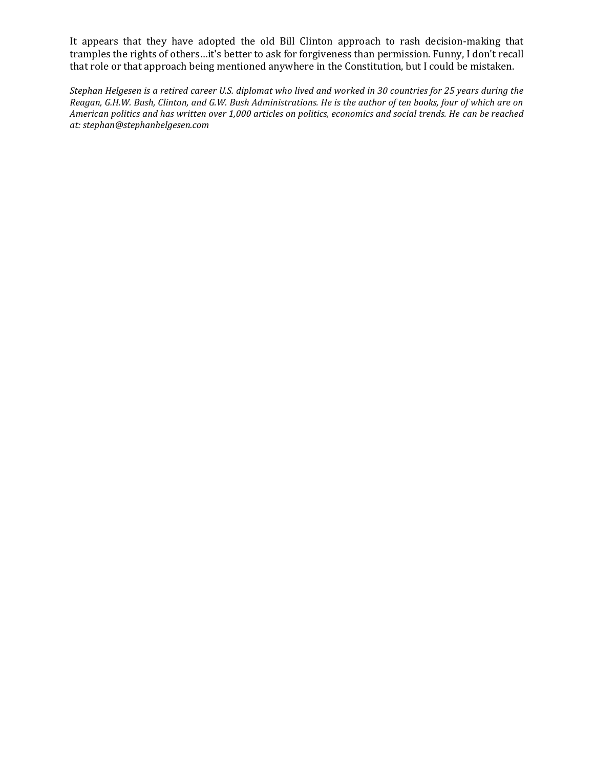It appears that they have adopted the old Bill Clinton approach to rash decision-making that tramples the rights of others…it's better to ask for forgiveness than permission. Funny, I don't recall that role or that approach being mentioned anywhere in the Constitution, but I could be mistaken.

*Stephan Helgesen is a retired career U.S. diplomat who lived and worked in 30 countries for 25 years during the Reagan, G.H.W. Bush, Clinton, and G.W. Bush Administrations. He is the author of ten books, four of which are on American politics and has written over 1,000 articles on politics, economics and social trends. He can be reached at: stephan@stephanhelgesen.com*